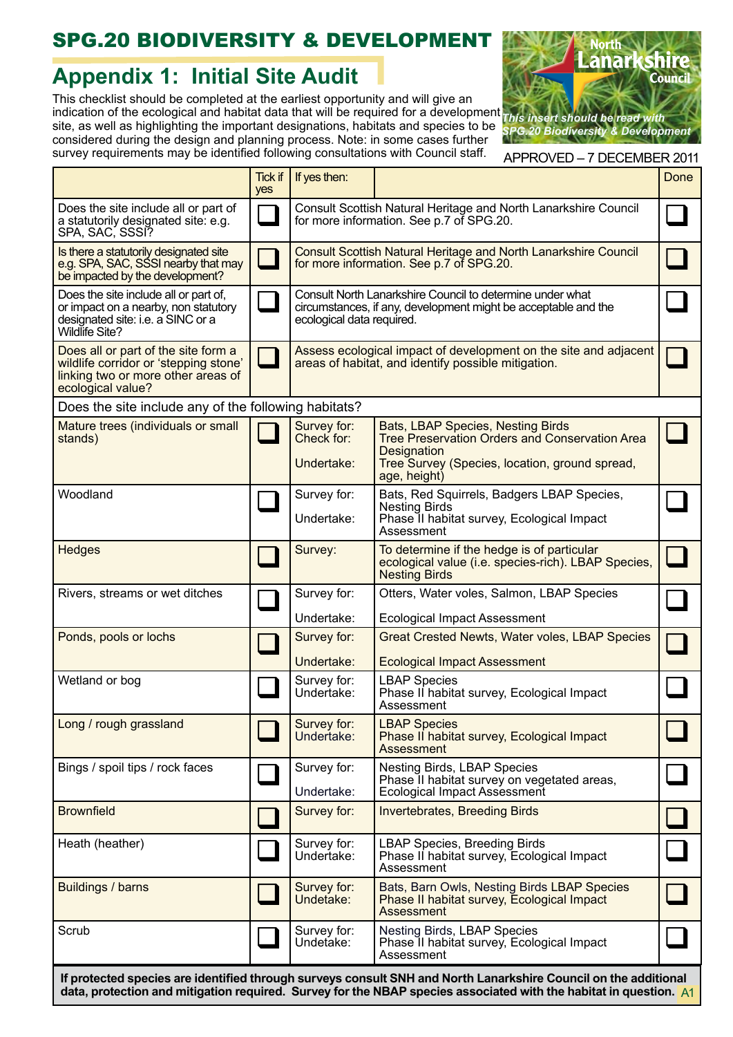# SPG.20 BIODIVERSITY & DEVELOPMENT

## Appendix 1: Initial Site Audit

*This insert should be read with SPG.20 Biodiversity & Development*

APPROVED – 7 DECEMBER 2011

This checklist should be completed at the earliest opportunity and will give an indication of the ecological and habitat data that will be required for a development site, as well as highlighting the important designations, habitats and species to be considered during the design and planning process. Note: in some cases further survey requirements may be identified following consultations with Council staff.

| | Tick if yes | If yes then: | | Done |
|---|---|---|---|---|
| Does the site include all or part of a statutorily designated site: e.g. SPA, SAC, SSSI? | ❑ | Consult Scottish Natural Heritage and North Lanarkshire Council for more information. See p.7 of SPG.20. | | ❑ |
| Is there a statutorily designated site e.g. SPA, SAC, SSSI nearby that may be impacted by the development? | ❑ | Consult Scottish Natural Heritage and North Lanarkshire Council for more information. See p.7 of SPG.20. | | ❑ |
| Does the site include all or part of, or impact on a nearby, non statutory designated site: i.e. a SINC or a Wildlife Site? | ❑ | Consult North Lanarkshire Council to determine under what circumstances, if any, development might be acceptable and the ecological data required. | | ❑ |
| Does all or part of the site form a wildlife corridor or 'stepping stone' linking two or more other areas of ecological value? | ❑ | Assess ecological impact of development on the site and adjacent areas of habitat, and identify possible mitigation. | | ❑ |
| **Does the site include any of the following habitats?** | | | | |
| Mature trees (individuals or small stands) | ❑ | Survey for:<br>Check for:<br>Undertake: | Bats, LBAP Species, Nesting Birds<br>Tree Preservation Orders and Conservation Area Designation<br>Tree Survey (Species, location, ground spread, age, height) | ❑ |
| Woodland | ❑ | Survey for:<br>Undertake: | Bats, Red Squirrels, Badgers LBAP Species, Nesting Birds<br>Phase II habitat survey, Ecological Impact Assessment | ❑ |
| Hedges | ❑ | Survey: | To determine if the hedge is of particular ecological value (i.e. species-rich). LBAP Species, Nesting Birds | ❑ |
| Rivers, streams or wet ditches | ❑ | Survey for:<br>Undertake: | Otters, Water voles, Salmon, LBAP Species<br>Ecological Impact Assessment | ❑ |
| Ponds, pools or lochs | ❑ | Survey for:<br>Undertake: | Great Crested Newts, Water voles, LBAP Species<br>Ecological Impact Assessment | ❑ |
| Wetland or bog | ❑ | Survey for:<br>Undertake: | LBAP Species<br>Phase II habitat survey, Ecological Impact Assessment | ❑ |
| Long / rough grassland | ❑ | Survey for:<br>Undertake: | LBAP Species<br>Phase II habitat survey, Ecological Impact Assessment | ❑ |
| Bings / spoil tips / rock faces | ❑ | Survey for:<br>Undertake: | Nesting Birds, LBAP Species<br>Phase II habitat survey on vegetated areas, Ecological Impact Assessment | ❑ |
| Brownfield | ❑ | Survey for: | Invertebrates, Breeding Birds | ❑ |
| Heath (heather) | ❑ | Survey for:<br>Undertake: | LBAP Species, Breeding Birds<br>Phase II habitat survey, Ecological Impact Assessment | ❑ |
| Buildings / barns | ❑ | Survey for:<br>Undetake: | Bats, Barn Owls, Nesting Birds LBAP Species<br>Phase II habitat survey, Ecological Impact Assessment | ❑ |
| Scrub | ❑ | Survey for:<br>Undetake: | Nesting Birds, LBAP Species<br>Phase II habitat survey, Ecological Impact Assessment | ❑ |

**If protected species are identified through surveys consult SNH and North Lanarkshire Council on the additional data, protection and mitigation required. Survey for the NBAP species associated with the habitat in question.**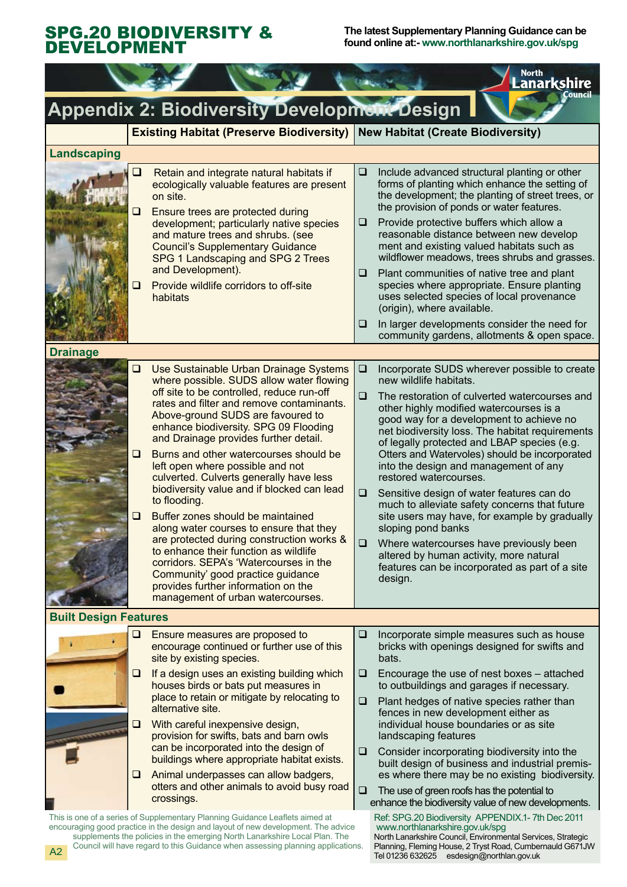# SPG.20 BIODIVERSITY & DEVELOPMENT

The latest Supplementary Planning Guidance can be found online at:- www.northlanarkshire.gov.uk/spg

## Appendix 2: Biodiversity Development Design

| | Existing Habitat (Preserve Biodiversity) | New Habitat (Create Biodiversity) |
|---|---|---|
| **Landscaping** | | |
| | ❑ Retain and integrate natural habitats if ecologically valuable features are present on site.<br>❑ Ensure trees are protected during development; particularly native species and mature trees and shrubs. (see Council's Supplementary Guidance SPG 1 Landscaping and SPG 2 Trees and Development).<br>❑ Provide wildlife corridors to off-site habitats | ❑ Include advanced structural planting or other forms of planting which enhance the setting of the development; the planting of street trees, or the provision of ponds or water features.<br>❑ Provide protective buffers which allow a reasonable distance between new develop ment and existing valued habitats such as wildflower meadows, trees shrubs and grasses.<br>❑ Plant communities of native tree and plant species where appropriate. Ensure planting uses selected species of local provenance (origin), where available.<br>❑ In larger developments consider the need for community gardens, allotments & open space. |
| **Drainage** | | |
| | ❑ Use Sustainable Urban Drainage Systems where possible. SUDS allow water flowing off site to be controlled, reduce run-off rates and filter and remove contaminants. Above-ground SUDS are favoured to enhance biodiversity. SPG 09 Flooding and Drainage provides further detail.<br>❑ Burns and other watercourses should be left open where possible and not culverted. Culverts generally have less biodiversity value and if blocked can lead to flooding.<br>❑ Buffer zones should be maintained along water courses to ensure that they are protected during construction works & to enhance their function as wildlife corridors. SEPA's 'Watercourses in the Community' good practice guidance provides further information on the management of urban watercourses. | ❑ Incorporate SUDS wherever possible to create new wildlife habitats.<br>❑ The restoration of culverted watercourses and other highly modified watercourses is a good way for a development to achieve no net biodiversity loss. The habitat requirements of legally protected and LBAP species (e.g. Otters and Watervoles) should be incorporated into the design and management of any restored watercourses.<br>❑ Sensitive design of water features can do much to alleviate safety concerns that future site users may have, for example by gradually sloping pond banks<br>❑ Where watercourses have previously been altered by human activity, more natural features can be incorporated as part of a site design. |
| **Built Design Features** | | |
| | ❑ Ensure measures are proposed to encourage continued or further use of this site by existing species.<br>❑ If a design uses an existing building which houses birds or bats put measures in place to retain or mitigate by relocating to alternative site.<br>❑ With careful inexpensive design, provision for swifts, bats and barn owls can be incorporated into the design of buildings where appropriate habitat exists.<br>❑ Animal underpasses can allow badgers, otters and other animals to avoid busy road crossings. | ❑ Incorporate simple measures such as house bricks with openings designed for swifts and bats.<br>❑ Encourage the use of nest boxes – attached to outbuildings and garages if necessary.<br>❑ Plant hedges of native species rather than fences in new development either as individual house boundaries or as site landscaping features<br>❑ Consider incorporating biodiversity into the built design of business and industrial premis-es where there may be no existing biodiversity.<br>❑ The use of green roofs has the potential to enhance the biodiversity value of new developments. |

This is one of a series of Supplementary Planning Guidance Leaflets aimed at encouraging good practice in the design and layout of new development. The advice supplements the policies in the emerging North Lanarkshire Local Plan. The Council will have regard to this Guidance when assessing planning applications.

Ref: SPG.20 Biodiversity APPENDIX.1- 7th Dec 2011
www.northlanarkshire.gov.uk/spg
North Lanarkshire Council, Environmental Services, Strategic Planning, Fleming House, 2 Tryst Road, Cumbernauld G671JW
Tel 01236 632625 esdesign@northlan.gov.uk